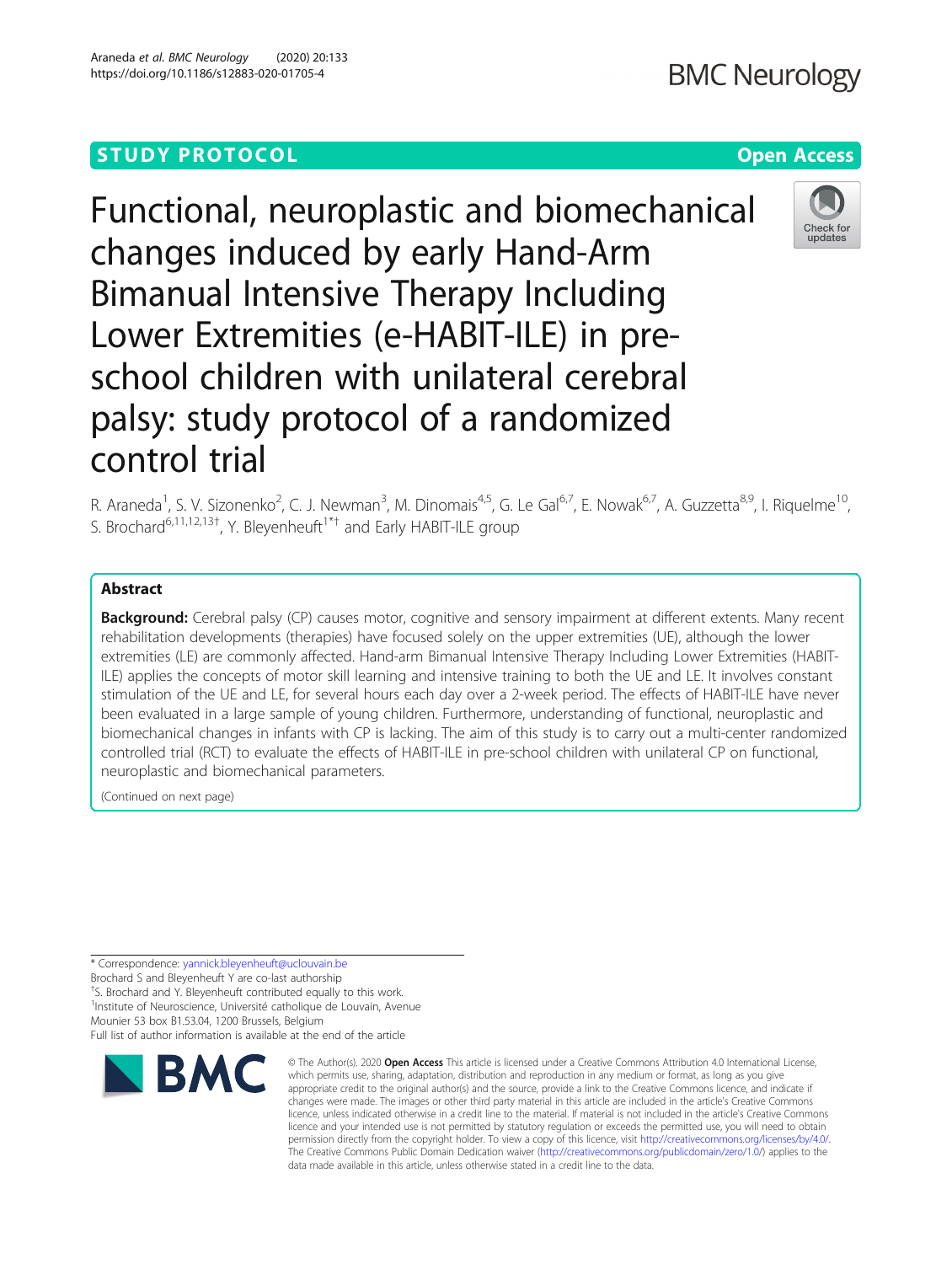STUDY PROTOCOL

Open Access

# Functional, neuroplastic and biomechanical changes induced by early Hand-Arm Bimanual Intensive Therapy Including Lower Extremities (e-HABIT-ILE) in pre-school children with unilateral cerebral palsy: study protocol of a randomized control trial

R. Araneda[1], S. V. Sizonenko[2], C. J. Newman[3], M. Dinomais[4,5], G. Le Gal[6,7], E. Nowak[6,7], A. Guzzetta[8,9], I. Riquelme[10], S. Brochard[6,11,12,13†], Y. Bleyenheuft[1*†] and Early HABIT-ILE group

## Abstract

**Background:** Cerebral palsy (CP) causes motor, cognitive and sensory impairment at different extents. Many recent rehabilitation developments (therapies) have focused solely on the upper extremities (UE), although the lower extremities (LE) are commonly affected. Hand-arm Bimanual Intensive Therapy Including Lower Extremities (HABIT-ILE) applies the concepts of motor skill learning and intensive training to both the UE and LE. It involves constant stimulation of the UE and LE, for several hours each day over a 2-week period. The effects of HABIT-ILE have never been evaluated in a large sample of young children. Furthermore, understanding of functional, neuroplastic and biomechanical changes in infants with CP is lacking. The aim of this study is to carry out a multi-center randomized controlled trial (RCT) to evaluate the effects of HABIT-ILE in pre-school children with unilateral CP on functional, neuroplastic and biomechanical parameters.

(Continued on next page)

\* Correspondence: yannick.bleyenheuft@uclouvain.be
Brochard S and Bleyenheuft Y are co-last authorship
†S. Brochard and Y. Bleyenheuft contributed equally to this work.
[1]Institute of Neuroscience, Université catholique de Louvain, Avenue Mounier 53 box B1.53.04, 1200 Brussels, Belgium
Full list of author information is available at the end of the article

© The Author(s). 2020 **Open Access** This article is licensed under a Creative Commons Attribution 4.0 International License, which permits use, sharing, adaptation, distribution and reproduction in any medium or format, as long as you give appropriate credit to the original author(s) and the source, provide a link to the Creative Commons licence, and indicate if changes were made. The images or other third party material in this article are included in the article's Creative Commons licence, unless indicated otherwise in a credit line to the material. If material is not included in the article's Creative Commons licence and your intended use is not permitted by statutory regulation or exceeds the permitted use, you will need to obtain permission directly from the copyright holder. To view a copy of this licence, visit http://creativecommons.org/licenses/by/4.0/. The Creative Commons Public Domain Dedication waiver (http://creativecommons.org/publicdomain/zero/1.0/) applies to the data made available in this article, unless otherwise stated in a credit line to the data.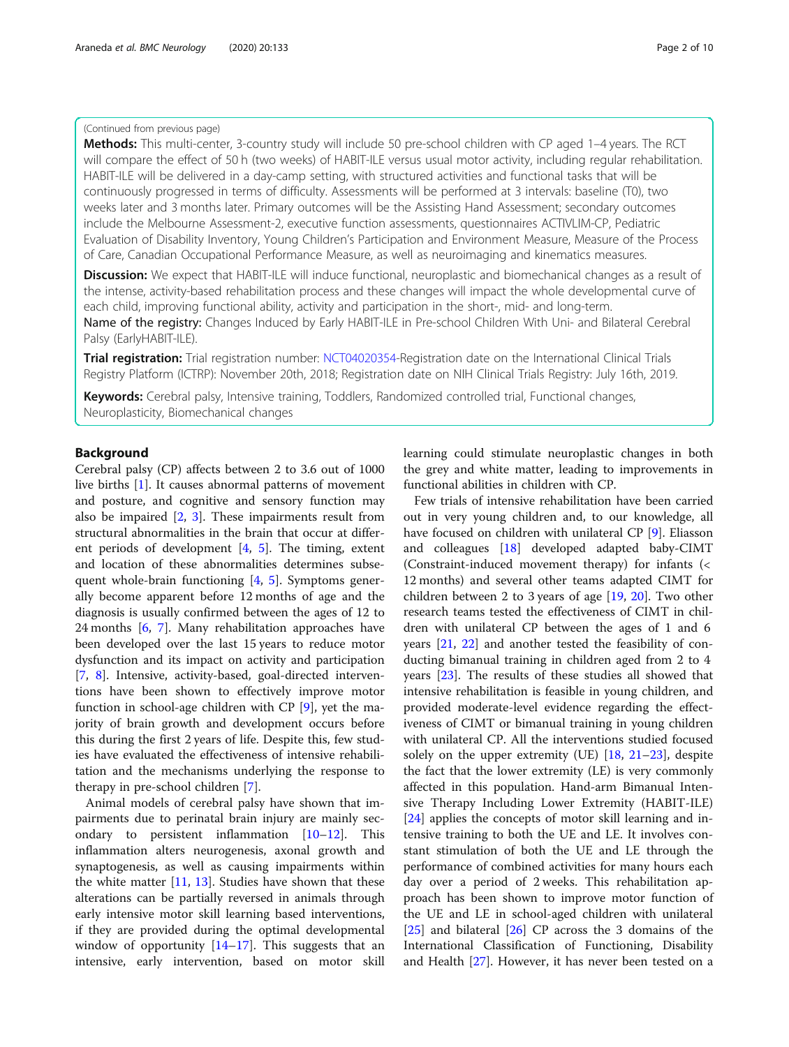(Continued from previous page)

**Methods:** This multi-center, 3-country study will include 50 pre-school children with CP aged 1–4 years. The RCT will compare the effect of 50 h (two weeks) of HABIT-ILE versus usual motor activity, including regular rehabilitation. HABIT-ILE will be delivered in a day-camp setting, with structured activities and functional tasks that will be continuously progressed in terms of difficulty. Assessments will be performed at 3 intervals: baseline (T0), two weeks later and 3 months later. Primary outcomes will be the Assisting Hand Assessment; secondary outcomes include the Melbourne Assessment-2, executive function assessments, questionnaires ACTIVLIM-CP, Pediatric Evaluation of Disability Inventory, Young Children's Participation and Environment Measure, Measure of the Process of Care, Canadian Occupational Performance Measure, as well as neuroimaging and kinematics measures.

**Discussion:** We expect that HABIT-ILE will induce functional, neuroplastic and biomechanical changes as a result of the intense, activity-based rehabilitation process and these changes will impact the whole developmental curve of each child, improving functional ability, activity and participation in the short-, mid- and long-term.

Name of the registry: Changes Induced by Early HABIT-ILE in Pre-school Children With Uni- and Bilateral Cerebral Palsy (EarlyHABIT-ILE).

**Trial registration:** Trial registration number: NCT04020354-Registration date on the International Clinical Trials Registry Platform (ICTRP): November 20th, 2018; Registration date on NIH Clinical Trials Registry: July 16th, 2019.

**Keywords:** Cerebral palsy, Intensive training, Toddlers, Randomized controlled trial, Functional changes, Neuroplasticity, Biomechanical changes

## Background

Cerebral palsy (CP) affects between 2 to 3.6 out of 1000 live births [1]. It causes abnormal patterns of movement and posture, and cognitive and sensory function may also be impaired [2, 3]. These impairments result from structural abnormalities in the brain that occur at different periods of development [4, 5]. The timing, extent and location of these abnormalities determines subsequent whole-brain functioning [4, 5]. Symptoms generally become apparent before 12 months of age and the diagnosis is usually confirmed between the ages of 12 to 24 months [6, 7]. Many rehabilitation approaches have been developed over the last 15 years to reduce motor dysfunction and its impact on activity and participation [7, 8]. Intensive, activity-based, goal-directed interventions have been shown to effectively improve motor function in school-age children with CP [9], yet the majority of brain growth and development occurs before this during the first 2 years of life. Despite this, few studies have evaluated the effectiveness of intensive rehabilitation and the mechanisms underlying the response to therapy in pre-school children [7].

Animal models of cerebral palsy have shown that impairments due to perinatal brain injury are mainly secondary to persistent inflammation [10–12]. This inflammation alters neurogenesis, axonal growth and synaptogenesis, as well as causing impairments within the white matter [11, 13]. Studies have shown that these alterations can be partially reversed in animals through early intensive motor skill learning based interventions, if they are provided during the optimal developmental window of opportunity [14–17]. This suggests that an intensive, early intervention, based on motor skill learning could stimulate neuroplastic changes in both the grey and white matter, leading to improvements in functional abilities in children with CP.

Few trials of intensive rehabilitation have been carried out in very young children and, to our knowledge, all have focused on children with unilateral CP [9]. Eliasson and colleagues [18] developed adapted baby-CIMT (Constraint-induced movement therapy) for infants (< 12 months) and several other teams adapted CIMT for children between 2 to 3 years of age [19, 20]. Two other research teams tested the effectiveness of CIMT in children with unilateral CP between the ages of 1 and 6 years [21, 22] and another tested the feasibility of conducting bimanual training in children aged from 2 to 4 years [23]. The results of these studies all showed that intensive rehabilitation is feasible in young children, and provided moderate-level evidence regarding the effectiveness of CIMT or bimanual training in young children with unilateral CP. All the interventions studied focused solely on the upper extremity (UE) [18, 21–23], despite the fact that the lower extremity (LE) is very commonly affected in this population. Hand-arm Bimanual Intensive Therapy Including Lower Extremity (HABIT-ILE) [24] applies the concepts of motor skill learning and intensive training to both the UE and LE. It involves constant stimulation of both the UE and LE through the performance of combined activities for many hours each day over a period of 2 weeks. This rehabilitation approach has been shown to improve motor function of the UE and LE in school-aged children with unilateral [25] and bilateral [26] CP across the 3 domains of the International Classification of Functioning, Disability and Health [27]. However, it has never been tested on a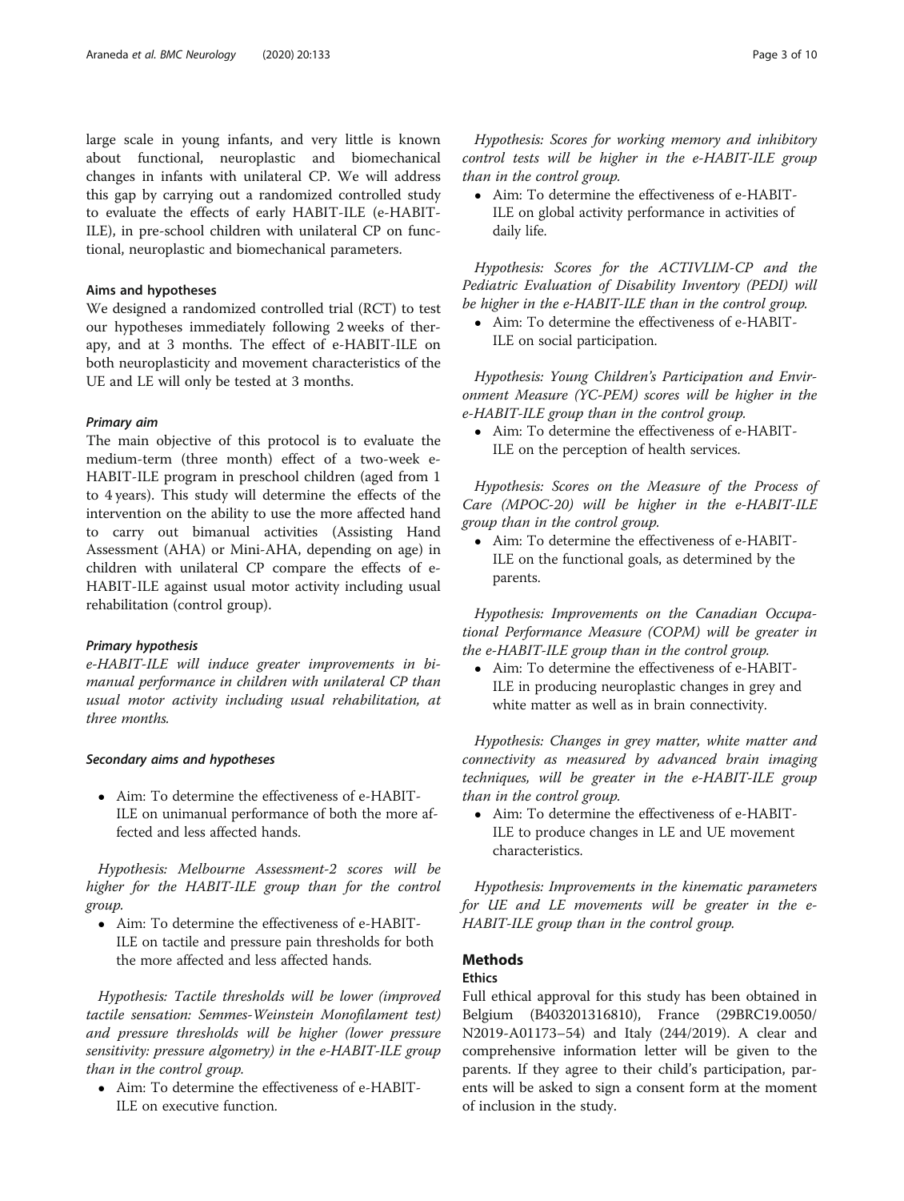large scale in young infants, and very little is known about functional, neuroplastic and biomechanical changes in infants with unilateral CP. We will address this gap by carrying out a randomized controlled study to evaluate the effects of early HABIT-ILE (e-HABIT-ILE), in pre-school children with unilateral CP on functional, neuroplastic and biomechanical parameters.

### Aims and hypotheses

We designed a randomized controlled trial (RCT) to test our hypotheses immediately following 2 weeks of therapy, and at 3 months. The effect of e-HABIT-ILE on both neuroplasticity and movement characteristics of the UE and LE will only be tested at 3 months.

#### Primary aim

The main objective of this protocol is to evaluate the medium-term (three month) effect of a two-week e-HABIT-ILE program in preschool children (aged from 1 to 4 years). This study will determine the effects of the intervention on the ability to use the more affected hand to carry out bimanual activities (Assisting Hand Assessment (AHA) or Mini-AHA, depending on age) in children with unilateral CP compare the effects of e-HABIT-ILE against usual motor activity including usual rehabilitation (control group).

#### Primary hypothesis

*e-HABIT-ILE will induce greater improvements in bimanual performance in children with unilateral CP than usual motor activity including usual rehabilitation, at three months.*

#### Secondary aims and hypotheses

- Aim: To determine the effectiveness of e-HABIT-ILE on unimanual performance of both the more affected and less affected hands.

*Hypothesis: Melbourne Assessment-2 scores will be higher for the HABIT-ILE group than for the control group.*

- Aim: To determine the effectiveness of e-HABIT-ILE on tactile and pressure pain thresholds for both the more affected and less affected hands.

*Hypothesis: Tactile thresholds will be lower (improved tactile sensation: Semmes-Weinstein Monofilament test) and pressure thresholds will be higher (lower pressure sensitivity: pressure algometry) in the e-HABIT-ILE group than in the control group.*

- Aim: To determine the effectiveness of e-HABIT-ILE on executive function.

*Hypothesis: Scores for working memory and inhibitory control tests will be higher in the e-HABIT-ILE group than in the control group.*

- Aim: To determine the effectiveness of e-HABIT-ILE on global activity performance in activities of daily life.

*Hypothesis: Scores for the ACTIVLIM-CP and the Pediatric Evaluation of Disability Inventory (PEDI) will be higher in the e-HABIT-ILE than in the control group.*

- Aim: To determine the effectiveness of e-HABIT-ILE on social participation.

*Hypothesis: Young Children's Participation and Environment Measure (YC-PEM) scores will be higher in the e-HABIT-ILE group than in the control group.*

- Aim: To determine the effectiveness of e-HABIT-ILE on the perception of health services.

*Hypothesis: Scores on the Measure of the Process of Care (MPOC-20) will be higher in the e-HABIT-ILE group than in the control group.*

- Aim: To determine the effectiveness of e-HABIT-ILE on the functional goals, as determined by the parents.

*Hypothesis: Improvements on the Canadian Occupational Performance Measure (COPM) will be greater in the e-HABIT-ILE group than in the control group.*

- Aim: To determine the effectiveness of e-HABIT-ILE in producing neuroplastic changes in grey and white matter as well as in brain connectivity.

*Hypothesis: Changes in grey matter, white matter and connectivity as measured by advanced brain imaging techniques, will be greater in the e-HABIT-ILE group than in the control group.*

- Aim: To determine the effectiveness of e-HABIT-ILE to produce changes in LE and UE movement characteristics.

*Hypothesis: Improvements in the kinematic parameters for UE and LE movements will be greater in the e-HABIT-ILE group than in the control group.*

## Methods

### Ethics

Full ethical approval for this study has been obtained in Belgium (B403201316810), France (29BRC19.0050/N2019-A01173–54) and Italy (244/2019). A clear and comprehensive information letter will be given to the parents. If they agree to their child's participation, parents will be asked to sign a consent form at the moment of inclusion in the study.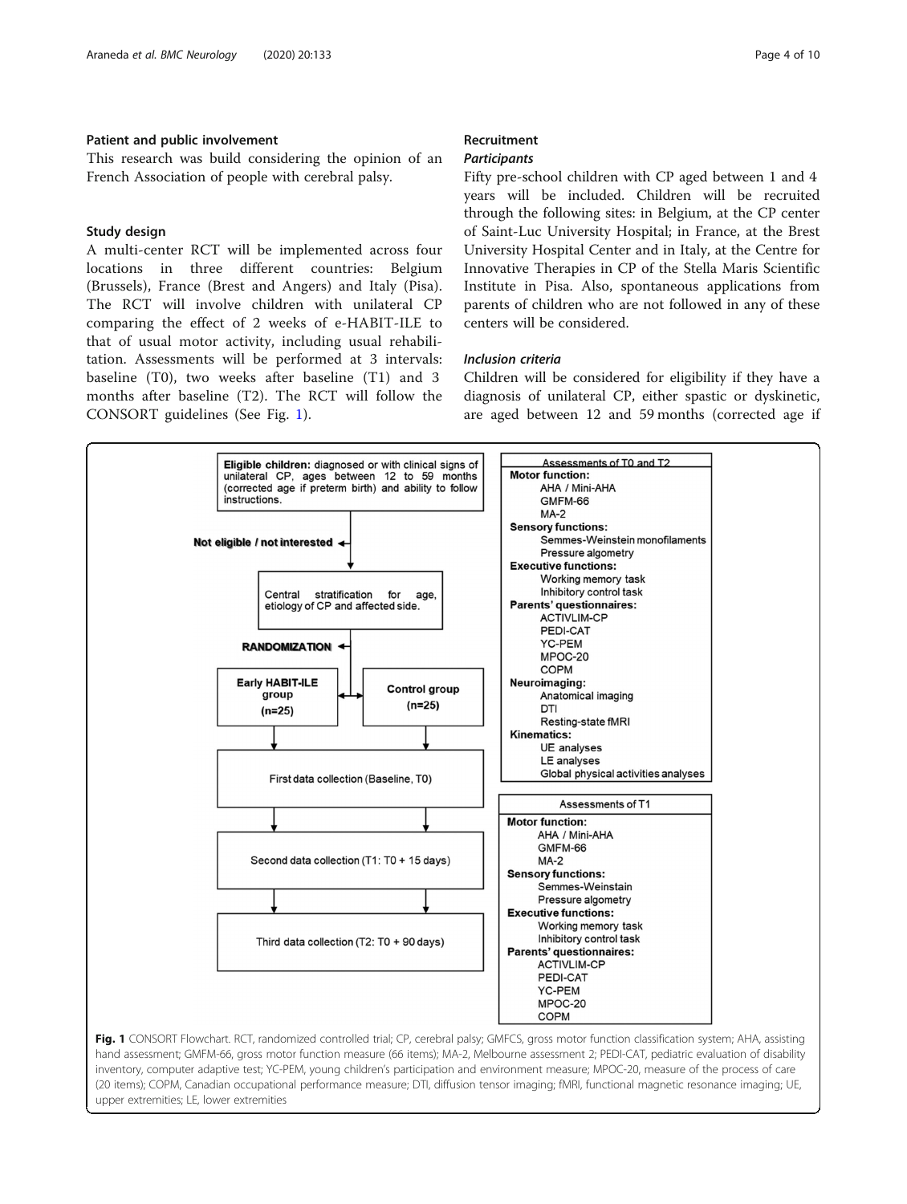## Patient and public involvement

This research was build considering the opinion of an French Association of people with cerebral palsy.

## Study design

A multi-center RCT will be implemented across four locations in three different countries: Belgium (Brussels), France (Brest and Angers) and Italy (Pisa). The RCT will involve children with unilateral CP comparing the effect of 2 weeks of e-HABIT-ILE to that of usual motor activity, including usual rehabilitation. Assessments will be performed at 3 intervals: baseline (T0), two weeks after baseline (T1) and 3 months after baseline (T2). The RCT will follow the CONSORT guidelines (See Fig. 1).

## Recruitment

### *Participants*

Fifty pre-school children with CP aged between 1 and 4 years will be included. Children will be recruited through the following sites: in Belgium, at the CP center of Saint-Luc University Hospital; in France, at the Brest University Hospital Center and in Italy, at the Centre for Innovative Therapies in CP of the Stella Maris Scientific Institute in Pisa. Also, spontaneous applications from parents of children who are not followed in any of these centers will be considered.

### *Inclusion criteria*

Children will be considered for eligibility if they have a diagnosis of unilateral CP, either spastic or dyskinetic, are aged between 12 and 59 months (corrected age if

**Eligible children:** diagnosed or with clinical signs of unilateral CP, ages between 12 to 59 months (corrected age if preterm birth) and ability to follow instructions.

**Not eligible / not interested**

Central stratification for age, etiology of CP and affected side.

**RANDOMIZATION**

**Early HABIT-ILE group (n=25)** | **Control group (n=25)**

First data collection (Baseline, T0)

Second data collection (T1: T0 + 15 days)

Third data collection (T2: T0 + 90 days)

**Assessments of T0 and T2**

**Motor function:**
- AHA / Mini-AHA
- GMFM-66
- MA-2

**Sensory functions:**
- Semmes-Weinstein monofilaments
- Pressure algometry

**Executive functions:**
- Working memory task
- Inhibitory control task

**Parents' questionnaires:**
- ACTIVLIM-CP
- PEDI-CAT
- YC-PEM
- MPOC-20
- COPM

**Neuroimaging:**
- Anatomical imaging
- DTI
- Resting-state fMRI

**Kinematics:**
- UE analyses
- LE analyses
- Global physical activities analyses

**Assessments of T1**

**Motor function:**
- AHA / Mini-AHA
- GMFM-66
- MA-2

**Sensory functions:**
- Semmes-Weinstein
- Pressure algometry

**Executive functions:**
- Working memory task
- Inhibitory control task

**Parents' questionnaires:**
- ACTIVLIM-CP
- PEDI-CAT
- YC-PEM
- MPOC-20
- COPM

**Fig. 1** CONSORT Flowchart. RCT, randomized controlled trial; CP, cerebral palsy; GMFCS, gross motor function classification system; AHA, assisting hand assessment; GMFM-66, gross motor function measure (66 items); MA-2, Melbourne assessment 2; PEDI-CAT, pediatric evaluation of disability inventory, computer adaptive test; YC-PEM, young children's participation and environment measure; MPOC-20, measure of the process of care (20 items); COPM, Canadian occupational performance measure; DTI, diffusion tensor imaging; fMRI, functional magnetic resonance imaging; UE, upper extremities; LE, lower extremities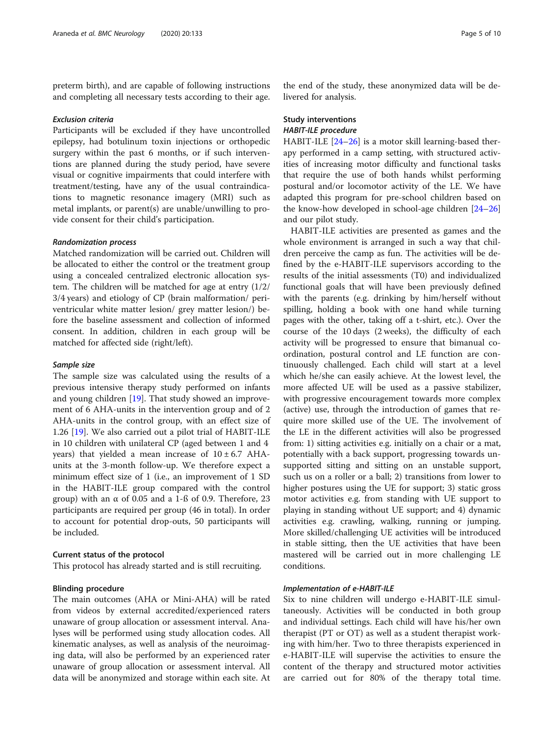preterm birth), and are capable of following instructions and completing all necessary tests according to their age.

#### *Exclusion criteria*

Participants will be excluded if they have uncontrolled epilepsy, had botulinum toxin injections or orthopedic surgery within the past 6 months, or if such interventions are planned during the study period, have severe visual or cognitive impairments that could interfere with treatment/testing, have any of the usual contraindications to magnetic resonance imagery (MRI) such as metal implants, or parent(s) are unable/unwilling to provide consent for their child's participation.

#### *Randomization process*

Matched randomization will be carried out. Children will be allocated to either the control or the treatment group using a concealed centralized electronic allocation system. The children will be matched for age at entry (1/2/3/4 years) and etiology of CP (brain malformation/ periventricular white matter lesion/ grey matter lesion/) before the baseline assessment and collection of informed consent. In addition, children in each group will be matched for affected side (right/left).

#### *Sample size*

The sample size was calculated using the results of a previous intensive therapy study performed on infants and young children [19]. That study showed an improvement of 6 AHA-units in the intervention group and of 2 AHA-units in the control group, with an effect size of 1.26 [19]. We also carried out a pilot trial of HABIT-ILE in 10 children with unilateral CP (aged between 1 and 4 years) that yielded a mean increase of $10 \pm 6.7$ AHA-units at the 3-month follow-up. We therefore expect a minimum effect size of 1 (i.e., an improvement of 1 SD in the HABIT-ILE group compared with the control group) with an α of 0.05 and a 1-ß of 0.9. Therefore, 23 participants are required per group (46 in total). In order to account for potential drop-outs, 50 participants will be included.

### Current status of the protocol

This protocol has already started and is still recruiting.

### Blinding procedure

The main outcomes (AHA or Mini-AHA) will be rated from videos by external accredited/experienced raters unaware of group allocation or assessment interval. Analyses will be performed using study allocation codes. All kinematic analyses, as well as analysis of the neuroimaging data, will also be performed by an experienced rater unaware of group allocation or assessment interval. All data will be anonymized and storage within each site. At the end of the study, these anonymized data will be delivered for analysis.

### Study interventions

#### *HABIT-ILE procedure*

HABIT-ILE [24–26] is a motor skill learning-based therapy performed in a camp setting, with structured activities of increasing motor difficulty and functional tasks that require the use of both hands whilst performing postural and/or locomotor activity of the LE. We have adapted this program for pre-school children based on the know-how developed in school-age children [24–26] and our pilot study.

HABIT-ILE activities are presented as games and the whole environment is arranged in such a way that children perceive the camp as fun. The activities will be defined by the e-HABIT-ILE supervisors according to the results of the initial assessments (T0) and individualized functional goals that will have been previously defined with the parents (e.g. drinking by him/herself without spilling, holding a book with one hand while turning pages with the other, taking off a t-shirt, etc.). Over the course of the 10 days (2 weeks), the difficulty of each activity will be progressed to ensure that bimanual coordination, postural control and LE function are continuously challenged. Each child will start at a level which he/she can easily achieve. At the lowest level, the more affected UE will be used as a passive stabilizer, with progressive encouragement towards more complex (active) use, through the introduction of games that require more skilled use of the UE. The involvement of the LE in the different activities will also be progressed from: 1) sitting activities e.g. initially on a chair or a mat, potentially with a back support, progressing towards unsupported sitting and sitting on an unstable support, such us on a roller or a ball; 2) transitions from lower to higher postures using the UE for support; 3) static gross motor activities e.g. from standing with UE support to playing in standing without UE support; and 4) dynamic activities e.g. crawling, walking, running or jumping. More skilled/challenging UE activities will be introduced in stable sitting, then the UE activities that have been mastered will be carried out in more challenging LE conditions.

#### *Implementation of e-HABIT-ILE*

Six to nine children will undergo e-HABIT-ILE simultaneously. Activities will be conducted in both group and individual settings. Each child will have his/her own therapist (PT or OT) as well as a student therapist working with him/her. Two to three therapists experienced in e-HABIT-ILE will supervise the activities to ensure the content of the therapy and structured motor activities are carried out for 80% of the therapy total time.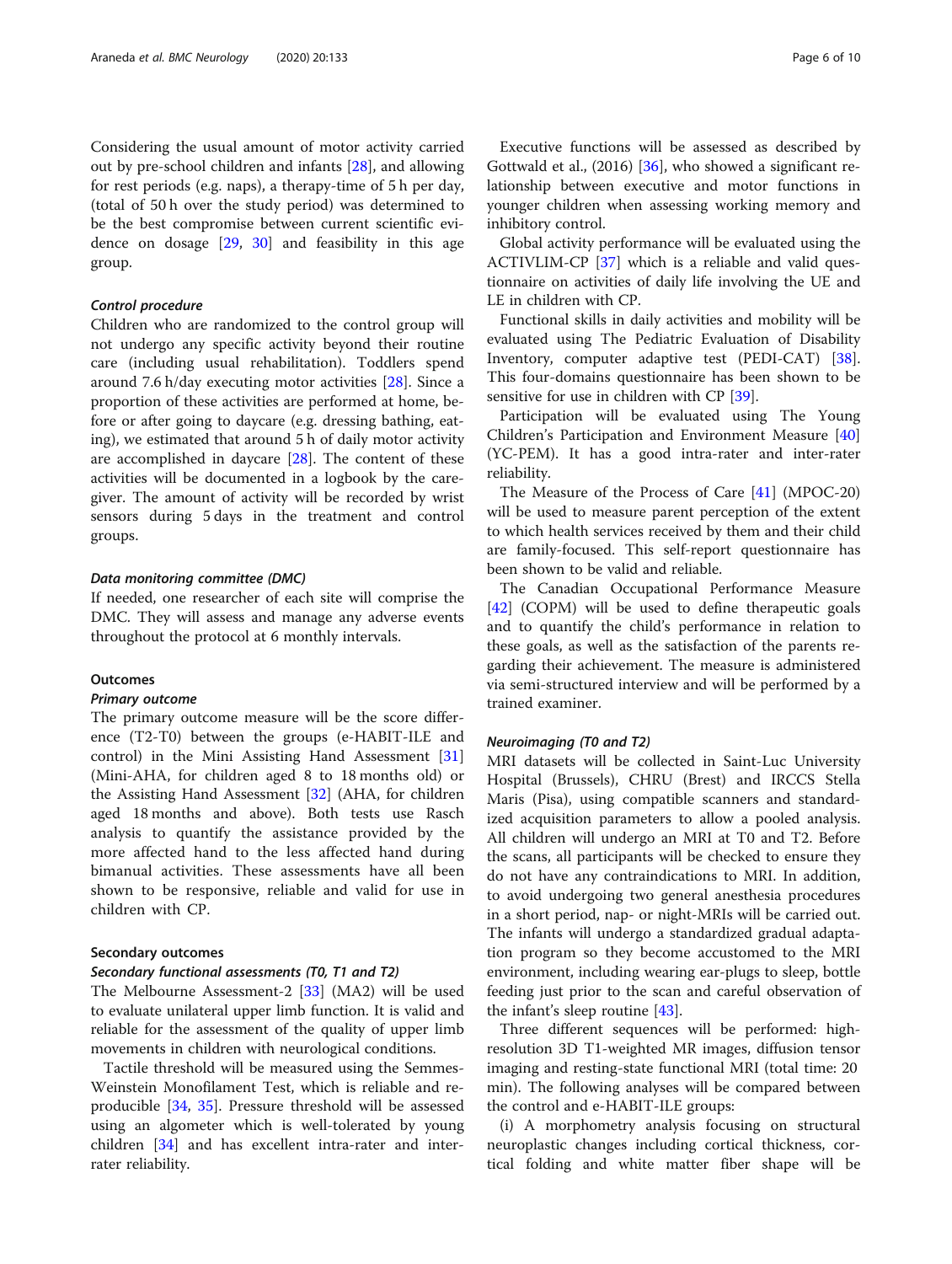Considering the usual amount of motor activity carried out by pre-school children and infants [28], and allowing for rest periods (e.g. naps), a therapy-time of 5 h per day, (total of 50 h over the study period) was determined to be the best compromise between current scientific evidence on dosage [29, 30] and feasibility in this age group.

#### *Control procedure*

Children who are randomized to the control group will not undergo any specific activity beyond their routine care (including usual rehabilitation). Toddlers spend around 7.6 h/day executing motor activities [28]. Since a proportion of these activities are performed at home, before or after going to daycare (e.g. dressing bathing, eating), we estimated that around 5 h of daily motor activity are accomplished in daycare [28]. The content of these activities will be documented in a logbook by the caregiver. The amount of activity will be recorded by wrist sensors during 5 days in the treatment and control groups.

#### *Data monitoring committee (DMC)*

If needed, one researcher of each site will comprise the DMC. They will assess and manage any adverse events throughout the protocol at 6 monthly intervals.

### Outcomes

#### *Primary outcome*

The primary outcome measure will be the score difference (T2-T0) between the groups (e-HABIT-ILE and control) in the Mini Assisting Hand Assessment [31] (Mini-AHA, for children aged 8 to 18 months old) or the Assisting Hand Assessment [32] (AHA, for children aged 18 months and above). Both tests use Rasch analysis to quantify the assistance provided by the more affected hand to the less affected hand during bimanual activities. These assessments have all been shown to be responsive, reliable and valid for use in children with CP.

### Secondary outcomes

#### *Secondary functional assessments (T0, T1 and T2)*

The Melbourne Assessment-2 [33] (MA2) will be used to evaluate unilateral upper limb function. It is valid and reliable for the assessment of the quality of upper limb movements in children with neurological conditions.

Tactile threshold will be measured using the Semmes-Weinstein Monofilament Test, which is reliable and reproducible [34, 35]. Pressure threshold will be assessed using an algometer which is well-tolerated by young children [34] and has excellent intra-rater and inter-rater reliability.

Executive functions will be assessed as described by Gottwald et al., (2016) [36], who showed a significant relationship between executive and motor functions in younger children when assessing working memory and inhibitory control.

Global activity performance will be evaluated using the ACTIVLIM-CP [37] which is a reliable and valid questionnaire on activities of daily life involving the UE and LE in children with CP.

Functional skills in daily activities and mobility will be evaluated using The Pediatric Evaluation of Disability Inventory, computer adaptive test (PEDI-CAT) [38]. This four-domains questionnaire has been shown to be sensitive for use in children with CP [39].

Participation will be evaluated using The Young Children's Participation and Environment Measure [40] (YC-PEM). It has a good intra-rater and inter-rater reliability.

The Measure of the Process of Care [41] (MPOC-20) will be used to measure parent perception of the extent to which health services received by them and their child are family-focused. This self-report questionnaire has been shown to be valid and reliable.

The Canadian Occupational Performance Measure [42] (COPM) will be used to define therapeutic goals and to quantify the child's performance in relation to these goals, as well as the satisfaction of the parents regarding their achievement. The measure is administered via semi-structured interview and will be performed by a trained examiner.

#### *Neuroimaging (T0 and T2)*

MRI datasets will be collected in Saint-Luc University Hospital (Brussels), CHRU (Brest) and IRCCS Stella Maris (Pisa), using compatible scanners and standardized acquisition parameters to allow a pooled analysis. All children will undergo an MRI at T0 and T2. Before the scans, all participants will be checked to ensure they do not have any contraindications to MRI. In addition, to avoid undergoing two general anesthesia procedures in a short period, nap- or night-MRIs will be carried out. The infants will undergo a standardized gradual adaptation program so they become accustomed to the MRI environment, including wearing ear-plugs to sleep, bottle feeding just prior to the scan and careful observation of the infant's sleep routine [43].

Three different sequences will be performed: high-resolution 3D T1-weighted MR images, diffusion tensor imaging and resting-state functional MRI (total time: 20 min). The following analyses will be compared between the control and e-HABIT-ILE groups:

(i) A morphometry analysis focusing on structural neuroplastic changes including cortical thickness, cortical folding and white matter fiber shape will be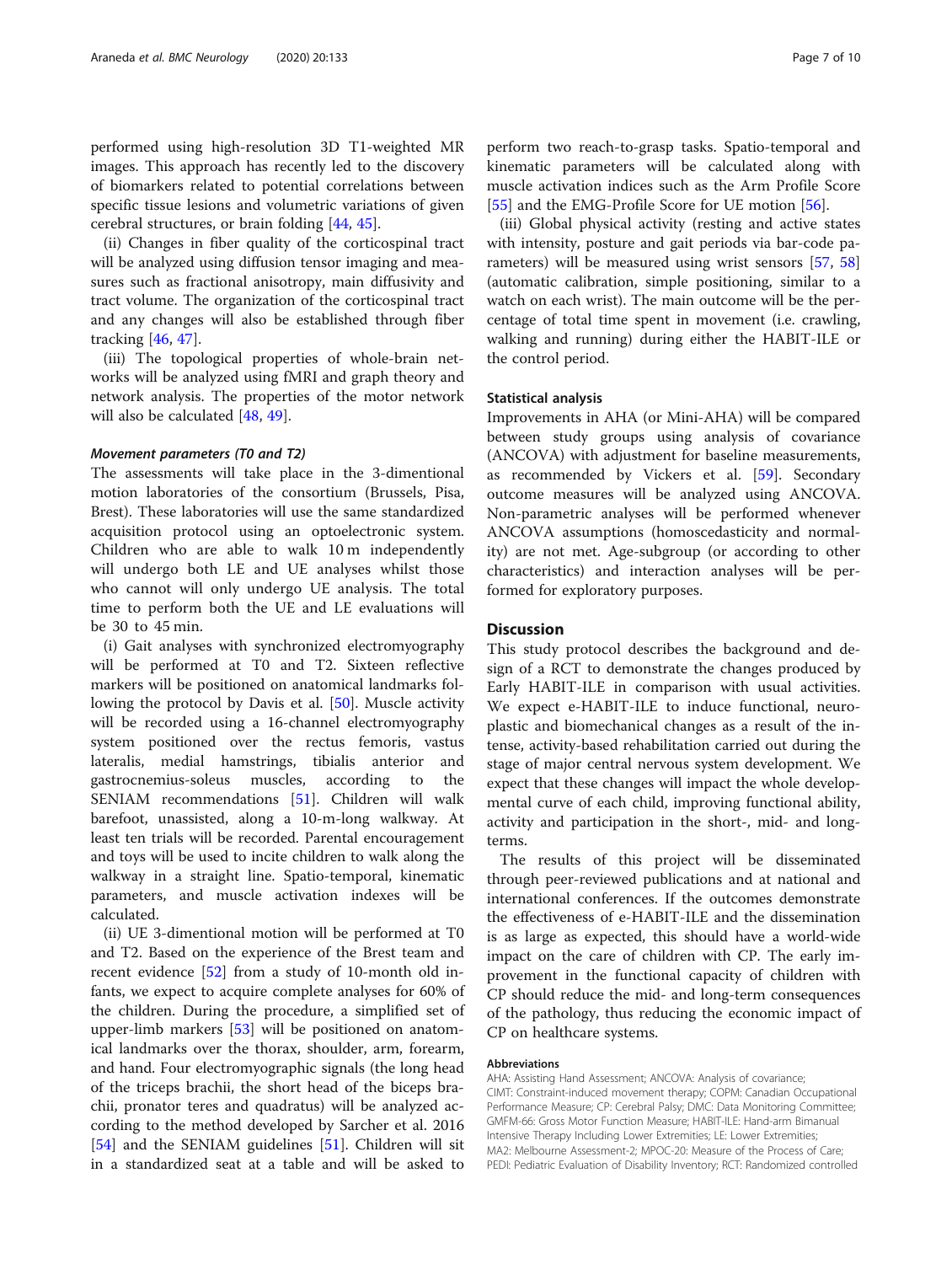performed using high-resolution 3D T1-weighted MR images. This approach has recently led to the discovery of biomarkers related to potential correlations between specific tissue lesions and volumetric variations of given cerebral structures, or brain folding [44, 45].

(ii) Changes in fiber quality of the corticospinal tract will be analyzed using diffusion tensor imaging and measures such as fractional anisotropy, main diffusivity and tract volume. The organization of the corticospinal tract and any changes will also be established through fiber tracking [46, 47].

(iii) The topological properties of whole-brain networks will be analyzed using fMRI and graph theory and network analysis. The properties of the motor network will also be calculated [48, 49].

#### *Movement parameters (T0 and T2)*

The assessments will take place in the 3-dimentional motion laboratories of the consortium (Brussels, Pisa, Brest). These laboratories will use the same standardized acquisition protocol using an optoelectronic system. Children who are able to walk 10 m independently will undergo both LE and UE analyses whilst those who cannot will only undergo UE analysis. The total time to perform both the UE and LE evaluations will be 30 to 45 min.

(i) Gait analyses with synchronized electromyography will be performed at T0 and T2. Sixteen reflective markers will be positioned on anatomical landmarks following the protocol by Davis et al. [50]. Muscle activity will be recorded using a 16-channel electromyography system positioned over the rectus femoris, vastus lateralis, medial hamstrings, tibialis anterior and gastrocnemius-soleus muscles, according to the SENIAM recommendations [51]. Children will walk barefoot, unassisted, along a 10-m-long walkway. At least ten trials will be recorded. Parental encouragement and toys will be used to incite children to walk along the walkway in a straight line. Spatio-temporal, kinematic parameters, and muscle activation indexes will be calculated.

(ii) UE 3-dimentional motion will be performed at T0 and T2. Based on the experience of the Brest team and recent evidence [52] from a study of 10-month old infants, we expect to acquire complete analyses for 60% of the children. During the procedure, a simplified set of upper-limb markers [53] will be positioned on anatomical landmarks over the thorax, shoulder, arm, forearm, and hand. Four electromyographic signals (the long head of the triceps brachii, the short head of the biceps brachii, pronator teres and quadratus) will be analyzed according to the method developed by Sarcher et al. 2016 [54] and the SENIAM guidelines [51]. Children will sit in a standardized seat at a table and will be asked to perform two reach-to-grasp tasks. Spatio-temporal and kinematic parameters will be calculated along with muscle activation indices such as the Arm Profile Score [55] and the EMG-Profile Score for UE motion [56].

(iii) Global physical activity (resting and active states with intensity, posture and gait periods via bar-code parameters) will be measured using wrist sensors [57, 58] (automatic calibration, simple positioning, similar to a watch on each wrist). The main outcome will be the percentage of total time spent in movement (i.e. crawling, walking and running) during either the HABIT-ILE or the control period.

### Statistical analysis

Improvements in AHA (or Mini-AHA) will be compared between study groups using analysis of covariance (ANCOVA) with adjustment for baseline measurements, as recommended by Vickers et al. [59]. Secondary outcome measures will be analyzed using ANCOVA. Non-parametric analyses will be performed whenever ANCOVA assumptions (homoscedasticity and normality) are not met. Age-subgroup (or according to other characteristics) and interaction analyses will be performed for exploratory purposes.

## Discussion

This study protocol describes the background and design of a RCT to demonstrate the changes produced by Early HABIT-ILE in comparison with usual activities. We expect e-HABIT-ILE to induce functional, neuroplastic and biomechanical changes as a result of the intense, activity-based rehabilitation carried out during the stage of major central nervous system development. We expect that these changes will impact the whole developmental curve of each child, improving functional ability, activity and participation in the short-, mid- and long-terms.

The results of this project will be disseminated through peer-reviewed publications and at national and international conferences. If the outcomes demonstrate the effectiveness of e-HABIT-ILE and the dissemination is as large as expected, this should have a world-wide impact on the care of children with CP. The early improvement in the functional capacity of children with CP should reduce the mid- and long-term consequences of the pathology, thus reducing the economic impact of CP on healthcare systems.

#### Abbreviations

AHA: Assisting Hand Assessment; ANCOVA: Analysis of covariance; CIMT: Constraint-induced movement therapy; COPM: Canadian Occupational Performance Measure; CP: Cerebral Palsy; DMC: Data Monitoring Committee; GMFM-66: Gross Motor Function Measure; HABIT-ILE: Hand-arm Bimanual Intensive Therapy Including Lower Extremities; LE: Lower Extremities; MA2: Melbourne Assessment-2; MPOC-20: Measure of the Process of Care; PEDI: Pediatric Evaluation of Disability Inventory; RCT: Randomized controlled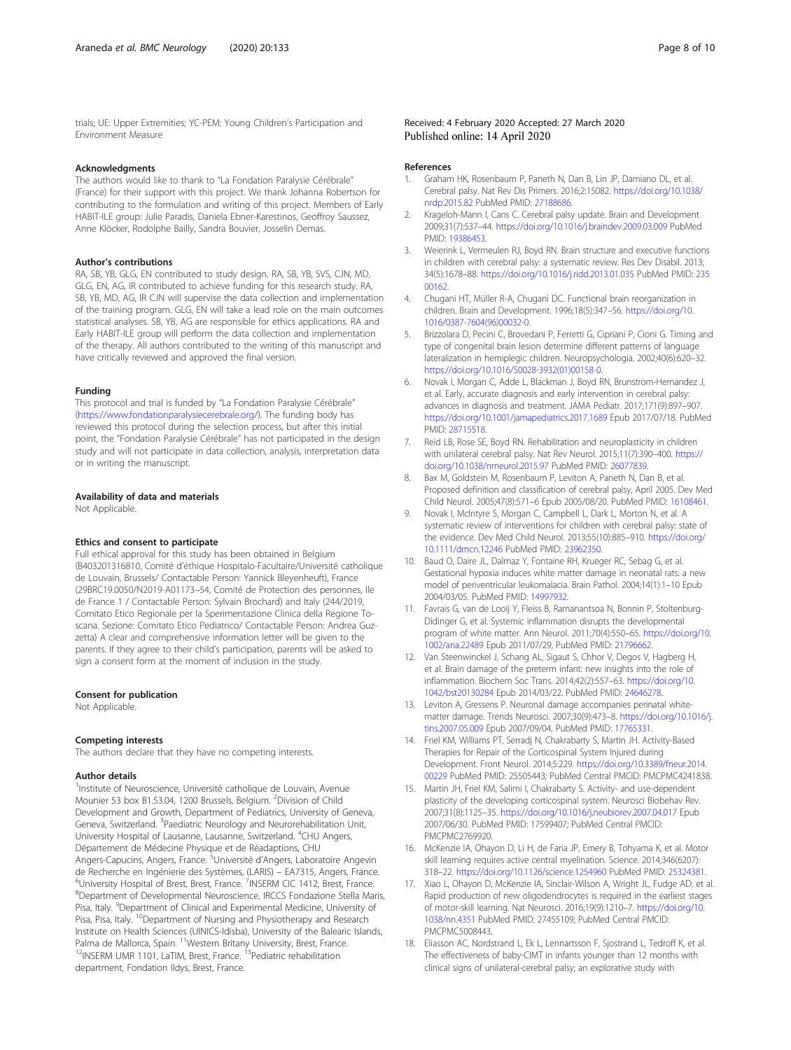trials; UE: Upper Extremities; YC-PEM: Young Children's Participation and Environment Measure

### Acknowledgments

The authors would like to thank to "La Fondation Paralysie Cérébrale" (France) for their support with this project. We thank Johanna Robertson for contributing to the formulation and writing of this project. Members of Early HABIT-ILE group: Julie Paradis, Daniela Ebner-Karestinos, Geoffroy Saussez, Anne Klöcker, Rodolphe Bailly, Sandra Bouvier, Josselin Demas.

### Author's contributions

RA, SB, YB, GLG, EN contributed to study design. RA, SB, YB, SVS, CJN, MD, GLG, EN, AG, IR contributed to achieve funding for this research study. RA, SB, YB, MD, AG, IR CJN will supervise the data collection and implementation of the training program. GLG, EN will take a lead role on the main outcomes statistical analyses. SB, YB, AG are responsible for ethics applications. RA and Early HABIT-ILE group will perform the data collection and implementation of the therapy. All authors contributed to the writing of this manuscript and have critically reviewed and approved the final version.

### Funding

This protocol and trial is funded by "La Fondation Paralysie Cérébrale" (https://www.fondationparalysiecerebrale.org/). The funding body has reviewed this protocol during the selection process, but after this initial point, the "Fondation Paralysie Cérébrale" has not participated in the design study and will not participate in data collection, analysis, interpretation data or in writing the manuscript.

### Availability of data and materials

Not Applicable.

### Ethics and consent to participate

Full ethical approval for this study has been obtained in Belgium (B403201316810, Comité d'éthique Hospitalo-Facultaire/Université catholique de Louvain, Brussels/ Contactable Person: Yannick Bleyenheuft), France (29BRC19.0050/N2019-A01173–54, Comité de Protection des personnes, Ile de France 1 / Contactable Person: Sylvain Brochard) and Italy (244/2019, Comitato Etico Regionale per la Sperimentazione Clinica della Regione Toscana. Sezione: Comitato Etico Pediatrico/ Contactable Person: Andrea Guzzetta) A clear and comprehensive information letter will be given to the parents. If they agree to their child's participation, parents will be asked to sign a consent form at the moment of inclusion in the study.

### Consent for publication

Not Applicable.

### Competing interests

The authors declare that they have no competing interests.

### Author details

[1]Institute of Neuroscience, Université catholique de Louvain, Avenue Mounier 53 box B1.53.04, 1200 Brussels, Belgium. [2]Division of Child Development and Growth, Department of Pediatrics, University of Geneva, Geneva, Switzerland. [3]Paediatric Neurology and Neurorehabilitation Unit, University Hospital of Lausanne, Lausanne, Switzerland. [4]CHU Angers, Département de Médecine Physique et de Réadaptions, CHU Angers-Capucins, Angers, France. [5]Université d'Angers, Laboratoire Angevin de Recherche en Ingénierie des Systèmes, (LARIS) – EA7315, Angers, France. [6]University Hospital of Brest, Brest, France. [7]INSERM CIC 1412, Brest, France. [8]Department of Developmental Neuroscience, IRCCS Fondazione Stella Maris, Pisa, Italy. [9]Department of Clinical and Experimental Medicine, University of Pisa, Pisa, Italy. [10]Department of Nursing and Physiotherapy and Research Institute on Health Sciences (UINICS-Idisba), University of the Balearic Islands, Palma de Mallorca, Spain. [11]Western Britany University, Brest, France. [12]INSERM UMR 1101, LaTIM, Brest, France. [13]Pediatric rehabilitation department, Fondation Ildys, Brest, France.

Received: 4 February 2020 Accepted: 27 March 2020
Published online: 14 April 2020

### References

1. Graham HK, Rosenbaum P, Paneth N, Dan B, Lin JP, Damiano DL, et al. Cerebral palsy. Nat Rev Dis Primers. 2016;2:15082. https://doi.org/10.1038/nrdp.2015.82 PubMed PMID: 27188686.
2. Krageloh-Mann I, Cans C. Cerebral palsy update. Brain and Development. 2009;31(7):537–44. https://doi.org/10.1016/j.braindev.2009.03.009 PubMed PMID: 19386453.
3. Weierink L, Vermeulen RJ, Boyd RN. Brain structure and executive functions in children with cerebral palsy: a systematic review. Res Dev Disabil. 2013; 34(5):1678–88. https://doi.org/10.1016/j.ridd.2013.01.035 PubMed PMID: 23500162.
4. Chugani HT, Müller R-A, Chugani DC. Functional brain reorganization in children. Brain and Development. 1996;18(5):347–56. https://doi.org/10.1016/0387-7604(96)00032-0.
5. Brizzolara D, Pecini C, Brovedani P, Ferretti G, Cipriani P, Cioni G. Timing and type of congenital brain lesion determine different patterns of language lateralization in hemiplegic children. Neuropsychologia. 2002;40(6):620–32. https://doi.org/10.1016/S0028-3932(01)00158-0.
6. Novak I, Morgan C, Adde L, Blackman J, Boyd RN, Brunstrom-Hernandez J, et al. Early, accurate diagnosis and early intervention in cerebral palsy: advances in diagnosis and treatment. JAMA Pediatr. 2017;171(9):897–907. https://doi.org/10.1001/jamapediatrics.2017.1689 Epub 2017/07/18. PubMed PMID: 28715518.
7. Reid LB, Rose SE, Boyd RN. Rehabilitation and neuroplasticity in children with unilateral cerebral palsy. Nat Rev Neurol. 2015;11(7):390–400. https://doi.org/10.1038/nrneurol.2015.97 PubMed PMID: 26077839.
8. Bax M, Goldstein M, Rosenbaum P, Leviton A, Paneth N, Dan B, et al. Proposed definition and classification of cerebral palsy, April 2005. Dev Med Child Neurol. 2005;47(8):571–6 Epub 2005/08/20. PubMed PMID: 16108461.
9. Novak I, McIntyre S, Morgan C, Campbell L, Dark L, Morton N, et al. A systematic review of interventions for children with cerebral palsy: state of the evidence. Dev Med Child Neurol. 2013;55(10):885–910. https://doi.org/10.1111/dmcn.12246 PubMed PMID: 23962350.
10. Baud O, Daire JL, Dalmaz Y, Fontaine RH, Krueger RC, Sebag G, et al. Gestational hypoxia induces white matter damage in neonatal rats: a new model of periventricular leukomalacia. Brain Pathol. 2004;14(1):1–10 Epub 2004/03/05. PubMed PMID: 14997932.
11. Favrais G, van de Looij Y, Fleiss B, Ramanantsoa N, Bonnin P, Stoltenburg-Didinger G, et al. Systemic inflammation disrupts the developmental program of white matter. Ann Neurol. 2011;70(4):550–65. https://doi.org/10.1002/ana.22489 Epub 2011/07/29, PubMed PMID: 21796662.
12. Van Steenwinckel J, Schang AL, Sigaut S, Chhor V, Degos V, Hagberg H, et al. Brain damage of the preterm infant: new insights into the role of inflammation. Biochem Soc Trans. 2014;42(2):557–63. https://doi.org/10.1042/bst20130284 Epub 2014/03/22. PubMed PMID: 24646278.
13. Leviton A, Gressens P. Neuronal damage accompanies perinatal white-matter damage. Trends Neurosci. 2007;30(9):473–8. https://doi.org/10.1016/j.tins.2007.05.009 Epub 2007/09/04, PubMed PMID: 17765331.
14. Friel KM, Williams PT, Serradj N, Chakrabarty S, Martin JH. Activity-Based Therapies for Repair of the Corticospinal System Injured during Development. Front Neurol. 2014;5:229. https://doi.org/10.3389/fneur.2014.00229 PubMed PMID: 25505443; PubMed Central PMCID: PMCPMC4241838.
15. Martin JH, Friel KM, Salimi I, Chakrabarty S. Activity- and use-dependent plasticity of the developing corticospinal system. Neurosci Biobehav Rev. 2007;31(8):1125–35. https://doi.org/10.1016/j.neubiorev.2007.04.017 Epub 2007/06/30. PubMed PMID: 17599407; PubMed Central PMCID: PMCPMC2769920.
16. McKenzie IA, Ohayon D, Li H, de Faria JP, Emery B, Tohyama K, et al. Motor skill learning requires active central myelination. Science. 2014;346(6207): 318–22. https://doi.org/10.1126/science.1254960 PubMed PMID: 25324381.
17. Xiao L, Ohayon D, McKenzie IA, Sinclair-Wilson A, Wright JL, Fudge AD, et al. Rapid production of new oligodendrocytes is required in the earliest stages of motor-skill learning. Nat Neurosci. 2016;19(9):1210–7. https://doi.org/10.1038/nn.4351 PubMed PMID: 27455109; PubMed Central PMCID: PMCPMC5008443.
18. Eliasson AC, Nordstrand L, Ek L, Lennartsson F, Sjostrand L, Tedroff K, et al. The effectiveness of baby-CIMT in infants younger than 12 months with clinical signs of unilateral-cerebral palsy; an explorative study with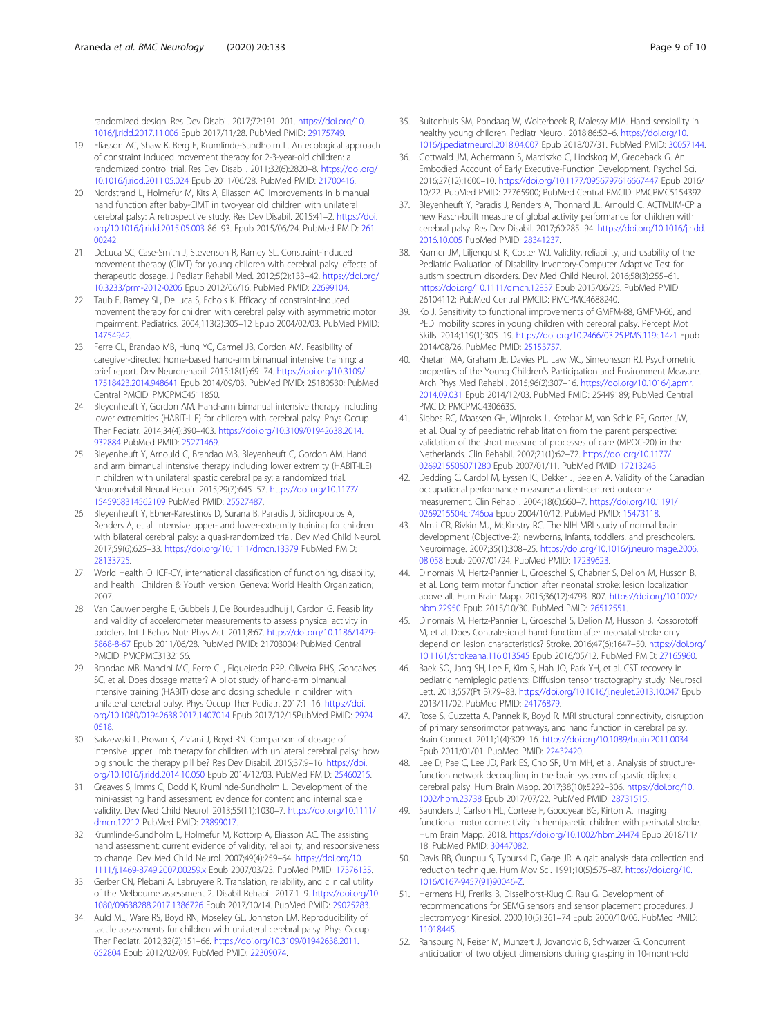randomized design. Res Dev Disabil. 2017;72:191–201. https://doi.org/10.1016/j.ridd.2017.11.006 Epub 2017/11/28. PubMed PMID: 29175749.

19. Eliasson AC, Shaw K, Berg E, Krumlinde-Sundholm L. An ecological approach of constraint induced movement therapy for 2-3-year-old children: a randomized control trial. Res Dev Disabil. 2011;32(6):2820–8. https://doi.org/10.1016/j.ridd.2011.05.024 Epub 2011/06/28. PubMed PMID: 21700416.
20. Nordstrand L, Holmefur M, Kits A, Eliasson AC. Improvements in bimanual hand function after baby-CIMT in two-year old children with unilateral cerebral palsy: A retrospective study. Res Dev Disabil. 2015:41–2. https://doi.org/10.1016/j.ridd.2015.05.003 86–93. Epub 2015/06/24. PubMed PMID: 26100242.
21. DeLuca SC, Case-Smith J, Stevenson R, Ramey SL. Constraint-induced movement therapy (CIMT) for young children with cerebral palsy: effects of therapeutic dosage. J Pediatr Rehabil Med. 2012;5(2):133–42. https://doi.org/10.3233/prm-2012-0206 Epub 2012/06/16. PubMed PMID: 22699104.
22. Taub E, Ramey SL, DeLuca S, Echols K. Efficacy of constraint-induced movement therapy for children with cerebral palsy with asymmetric motor impairment. Pediatrics. 2004;113(2):305–12 Epub 2004/02/03. PubMed PMID: 14754942.
23. Ferre CL, Brandao MB, Hung YC, Carmel JB, Gordon AM. Feasibility of caregiver-directed home-based hand-arm bimanual intensive training: a brief report. Dev Neurorehabil. 2015;18(1):69–74. https://doi.org/10.3109/17518423.2014.948641 Epub 2014/09/03. PubMed PMID: 25180530; PubMed Central PMCID: PMCPMC4511850.
24. Bleyenheuft Y, Gordon AM. Hand-arm bimanual intensive therapy including lower extremities (HABIT-ILE) for children with cerebral palsy. Phys Occup Ther Pediatr. 2014;34(4):390–403. https://doi.org/10.3109/01942638.2014.932884 PubMed PMID: 25271469.
25. Bleyenheuft Y, Arnould C, Brandao MB, Bleyenheuft C, Gordon AM. Hand and arm bimanual intensive therapy including lower extremity (HABIT-ILE) in children with unilateral spastic cerebral palsy: a randomized trial. Neurorehabil Neural Repair. 2015;29(7):645–57. https://doi.org/10.1177/1545968314562109 PubMed PMID: 25527487.
26. Bleyenheuft Y, Ebner-Karestinos D, Surana B, Paradis J, Sidiropoulos A, Renders A, et al. Intensive upper- and lower-extremity training for children with bilateral cerebral palsy: a quasi-randomized trial. Dev Med Child Neurol. 2017;59(6):625–33. https://doi.org/10.1111/dmcn.13379 PubMed PMID: 28133725.
27. World Health O. ICF-CY, international classification of functioning, disability, and health : Children & Youth version. Geneva: World Health Organization; 2007.
28. Van Cauwenberghe E, Gubbels J, De Bourdeaudhuij I, Cardon G. Feasibility and validity of accelerometer measurements to assess physical activity in toddlers. Int J Behav Nutr Phys Act. 2011;8:67. https://doi.org/10.1186/1479-5868-8-67 Epub 2011/06/28. PubMed PMID: 21703004; PubMed Central PMCID: PMCPMC3132156.
29. Brandao MB, Mancini MC, Ferre CL, Figueiredo PRP, Oliveira RHS, Goncalves SC, et al. Does dosage matter? A pilot study of hand-arm bimanual intensive training (HABIT) dose and dosing schedule in children with unilateral cerebral palsy. Phys Occup Ther Pediatr. 2017:1–16. https://doi.org/10.1080/01942638.2017.1407014 Epub 2017/12/15PubMed PMID: 29240518.
30. Sakzewski L, Provan K, Ziviani J, Boyd RN. Comparison of dosage of intensive upper limb therapy for children with unilateral cerebral palsy: how big should the therapy pill be? Res Dev Disabil. 2015;37:9–16. https://doi.org/10.1016/j.ridd.2014.10.050 Epub 2014/12/03. PubMed PMID: 25460215.
31. Greaves S, Imms C, Dodd K, Krumlinde-Sundholm L. Development of the mini-assisting hand assessment: evidence for content and internal scale validity. Dev Med Child Neurol. 2013;55(11):1030–7. https://doi.org/10.1111/dmcn.12212 PubMed PMID: 23899017.
32. Krumlinde-Sundholm L, Holmefur M, Kottorp A, Eliasson AC. The assisting hand assessment: current evidence of validity, reliability, and responsiveness to change. Dev Med Child Neurol. 2007;49(4):259–64. https://doi.org/10.1111/j.1469-8749.2007.00259.x Epub 2007/03/23. PubMed PMID: 17376135.
33. Gerber CN, Plebani A, Labruyere R. Translation, reliability, and clinical utility of the Melbourne assessment 2. Disabil Rehabil. 2017:1–9. https://doi.org/10.1080/09638288.2017.1386726 Epub 2017/10/14. PubMed PMID: 29025283.
34. Auld ML, Ware RS, Boyd RN, Moseley GL, Johnston LM. Reproducibility of tactile assessments for children with unilateral cerebral palsy. Phys Occup Ther Pediatr. 2012;32(2):151–66. https://doi.org/10.3109/01942638.2011.652804 Epub 2012/02/09. PubMed PMID: 22309074.
35. Buitenhuis SM, Pondaag W, Wolterbeek R, Malessy MJA. Hand sensibility in healthy young children. Pediatr Neurol. 2018;86:52–6. https://doi.org/10.1016/j.pediatrneurol.2018.04.007 Epub 2018/07/31. PubMed PMID: 30057144.
36. Gottwald JM, Achermann S, Marciszko C, Lindskog M, Gredeback G. An Embodied Account of Early Executive-Function Development. Psychol Sci. 2016;27(12):1600–10. https://doi.org/10.1177/0956797616667447 Epub 2016/10/22. PubMed PMID: 27765900; PubMed Central PMCID: PMCPMC5154392.
37. Bleyenheuft Y, Paradis J, Renders A, Thonnard JL, Arnould C. ACTIVLIM-CP a new Rasch-built measure of global activity performance for children with cerebral palsy. Res Dev Disabil. 2017;60:285–94. https://doi.org/10.1016/j.ridd.2016.10.005 PubMed PMID: 28341237.
38. Kramer JM, Liljenquist K, Coster WJ. Validity, reliability, and usability of the Pediatric Evaluation of Disability Inventory-Computer Adaptive Test for autism spectrum disorders. Dev Med Child Neurol. 2016;58(3):255–61. https://doi.org/10.1111/dmcn.12837 Epub 2015/06/25. PubMed PMID: 26104112; PubMed Central PMCID: PMCPMC4688240.
39. Ko J. Sensitivity to functional improvements of GMFM-88, GMFM-66, and PEDI mobility scores in young children with cerebral palsy. Percept Mot Skills. 2014;119(1):305–19. https://doi.org/10.2466/03.25.PMS.119c14z1 Epub 2014/08/26. PubMed PMID: 25153757.
40. Khetani MA, Graham JE, Davies PL, Law MC, Simeonsson RJ. Psychometric properties of the Young Children's Participation and Environment Measure. Arch Phys Med Rehabil. 2015;96(2):307–16. https://doi.org/10.1016/j.apmr.2014.09.031 Epub 2014/12/03. PubMed PMID: 25449189; PubMed Central PMCID: PMCPMC4306635.
41. Siebes RC, Maassen GH, Wijnroks L, Ketelaar M, van Schie PE, Gorter JW, et al. Quality of paediatric rehabilitation from the parent perspective: validation of the short measure of processes of care (MPOC-20) in the Netherlands. Clin Rehabil. 2007;21(1):62–72. https://doi.org/10.1177/0269215506071280 Epub 2007/01/11. PubMed PMID: 17213243.
42. Dedding C, Cardol M, Eyssen IC, Dekker J, Beelen A. Validity of the Canadian occupational performance measure: a client-centred outcome measurement. Clin Rehabil. 2004;18(6):660–7. https://doi.org/10.1191/0269215504cr746oa Epub 2004/10/12. PubMed PMID: 15473118.
43. Almli CR, Rivkin MJ, McKinstry RC. The NIH MRI study of normal brain development (Objective-2): newborns, infants, toddlers, and preschoolers. Neuroimage. 2007;35(1):308–25. https://doi.org/10.1016/j.neuroimage.2006.08.058 Epub 2007/01/24. PubMed PMID: 17239623.
44. Dinomais M, Hertz-Pannier L, Groeschel S, Chabrier S, Delion M, Husson B, et al. Long term motor function after neonatal stroke: lesion localization above all. Hum Brain Mapp. 2015;36(12):4793–807. https://doi.org/10.1002/hbm.22950 Epub 2015/10/30. PubMed PMID: 26512551.
45. Dinomais M, Hertz-Pannier L, Groeschel S, Delion M, Husson B, Kossorotoff M, et al. Does Contralesional hand function after neonatal stroke only depend on lesion characteristics? Stroke. 2016;47(6):1647–50. https://doi.org/10.1161/strokeaha.116.013545 Epub 2016/05/12. PubMed PMID: 27165960.
46. Baek SO, Jang SH, Lee E, Kim S, Hah JO, Park YH, et al. CST recovery in pediatric hemiplegic patients: Diffusion tensor tractography study. Neurosci Lett. 2013;557(Pt B):79–83. https://doi.org/10.1016/j.neulet.2013.10.047 Epub 2013/11/02. PubMed PMID: 24176879.
47. Rose S, Guzzetta A, Pannek K, Boyd R. MRI structural connectivity, disruption of primary sensorimotor pathways, and hand function in cerebral palsy. Brain Connect. 2011;1(4):309–16. https://doi.org/10.1089/brain.2011.0034 Epub 2011/01/01. PubMed PMID: 22432420.
48. Lee D, Pae C, Lee JD, Park ES, Cho SR, Um MH, et al. Analysis of structure-function network decoupling in the brain systems of spastic diplegic cerebral palsy. Hum Brain Mapp. 2017;38(10):5292–306. https://doi.org/10.1002/hbm.23738 Epub 2017/07/22. PubMed PMID: 28731515.
49. Saunders J, Carlson HL, Cortese F, Goodyear BG, Kirton A. Imaging functional motor connectivity in hemiparetic children with perinatal stroke. Hum Brain Mapp. 2018. https://doi.org/10.1002/hbm.24474 Epub 2018/11/18. PubMed PMID: 30447082.
50. Davis RB, Õunpuu S, Tyburski D, Gage JR. A gait analysis data collection and reduction technique. Hum Mov Sci. 1991;10(5):575–87. https://doi.org/10.1016/0167-9457(91)90046-Z.
51. Hermens HJ, Freriks B, Disselhorst-Klug C, Rau G. Development of recommendations for SEMG sensors and sensor placement procedures. J Electromyogr Kinesiol. 2000;10(5):361–74 Epub 2000/10/06. PubMed PMID: 11018445.
52. Ransburg N, Reiser M, Munzert J, Jovanovic B, Schwarzer G. Concurrent anticipation of two object dimensions during grasping in 10-month-old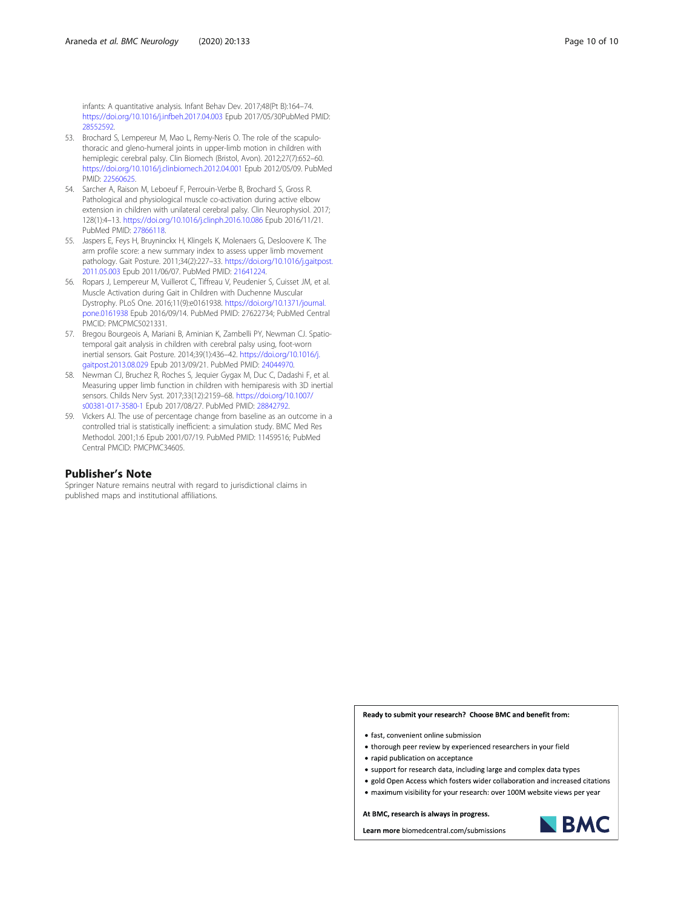infants: A quantitative analysis. Infant Behav Dev. 2017;48(Pt B):164–74. https://doi.org/10.1016/j.infbeh.2017.04.003 Epub 2017/05/30PubMed PMID: 28552592.

53. Brochard S, Lempereur M, Mao L, Remy-Neris O. The role of the scapulo-thoracic and gleno-humeral joints in upper-limb motion in children with hemiplegic cerebral palsy. Clin Biomech (Bristol, Avon). 2012;27(7):652–60. https://doi.org/10.1016/j.clinbiomech.2012.04.001 Epub 2012/05/09. PubMed PMID: 22560625.
54. Sarcher A, Raison M, Leboeuf F, Perrouin-Verbe B, Brochard S, Gross R. Pathological and physiological muscle co-activation during active elbow extension in children with unilateral cerebral palsy. Clin Neurophysiol. 2017; 128(1):4–13. https://doi.org/10.1016/j.clinph.2016.10.086 Epub 2016/11/21. PubMed PMID: 27866118.
55. Jaspers E, Feys H, Bruyninckx H, Klingels K, Molenaers G, Desloovere K. The arm profile score: a new summary index to assess upper limb movement pathology. Gait Posture. 2011;34(2):227–33. https://doi.org/10.1016/j.gaitpost.2011.05.003 Epub 2011/06/07. PubMed PMID: 21641224.
56. Ropars J, Lempereur M, Vuillerot C, Tiffreau V, Peudenier S, Cuisset JM, et al. Muscle Activation during Gait in Children with Duchenne Muscular Dystrophy. PLoS One. 2016;11(9):e0161938. https://doi.org/10.1371/journal.pone.0161938 Epub 2016/09/14. PubMed PMID: 27622734; PubMed Central PMCID: PMCPMC5021331.
57. Bregou Bourgeois A, Mariani B, Aminian K, Zambelli PY, Newman CJ. Spatio-temporal gait analysis in children with cerebral palsy using, foot-worn inertial sensors. Gait Posture. 2014;39(1):436–42. https://doi.org/10.1016/j.gaitpost.2013.08.029 Epub 2013/09/21. PubMed PMID: 24044970.
58. Newman CJ, Bruchez R, Roches S, Jequier Gygax M, Duc C, Dadashi F, et al. Measuring upper limb function in children with hemiparesis with 3D inertial sensors. Childs Nerv Syst. 2017;33(12):2159–68. https://doi.org/10.1007/s00381-017-3580-1 Epub 2017/08/27. PubMed PMID: 28842792.
59. Vickers AJ. The use of percentage change from baseline as an outcome in a controlled trial is statistically inefficient: a simulation study. BMC Med Res Methodol. 2001;1:6 Epub 2001/07/19. PubMed PMID: 11459516; PubMed Central PMCID: PMCPMC34605.

## Publisher's Note

Springer Nature remains neutral with regard to jurisdictional claims in published maps and institutional affiliations.

**Ready to submit your research? Choose BMC and benefit from:**

- fast, convenient online submission
- thorough peer review by experienced researchers in your field
- rapid publication on acceptance
- support for research data, including large and complex data types
- gold Open Access which fosters wider collaboration and increased citations
- maximum visibility for your research: over 100M website views per year

**At BMC, research is always in progress.**

**Learn more** biomedcentral.com/submissions